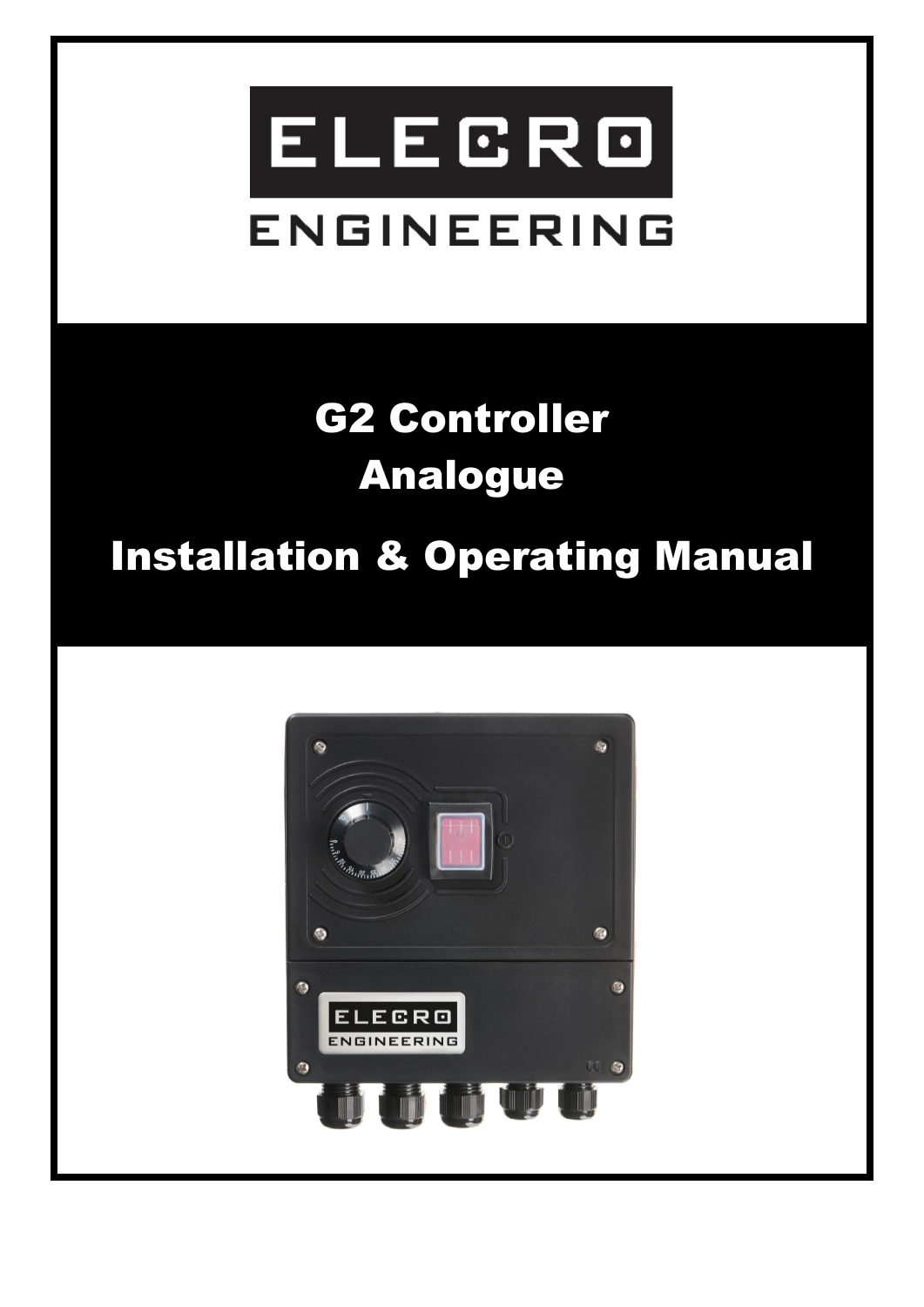ELECRO

ENGINEERING

# G2 Controller
# Analogue

# Installation & Operating Manual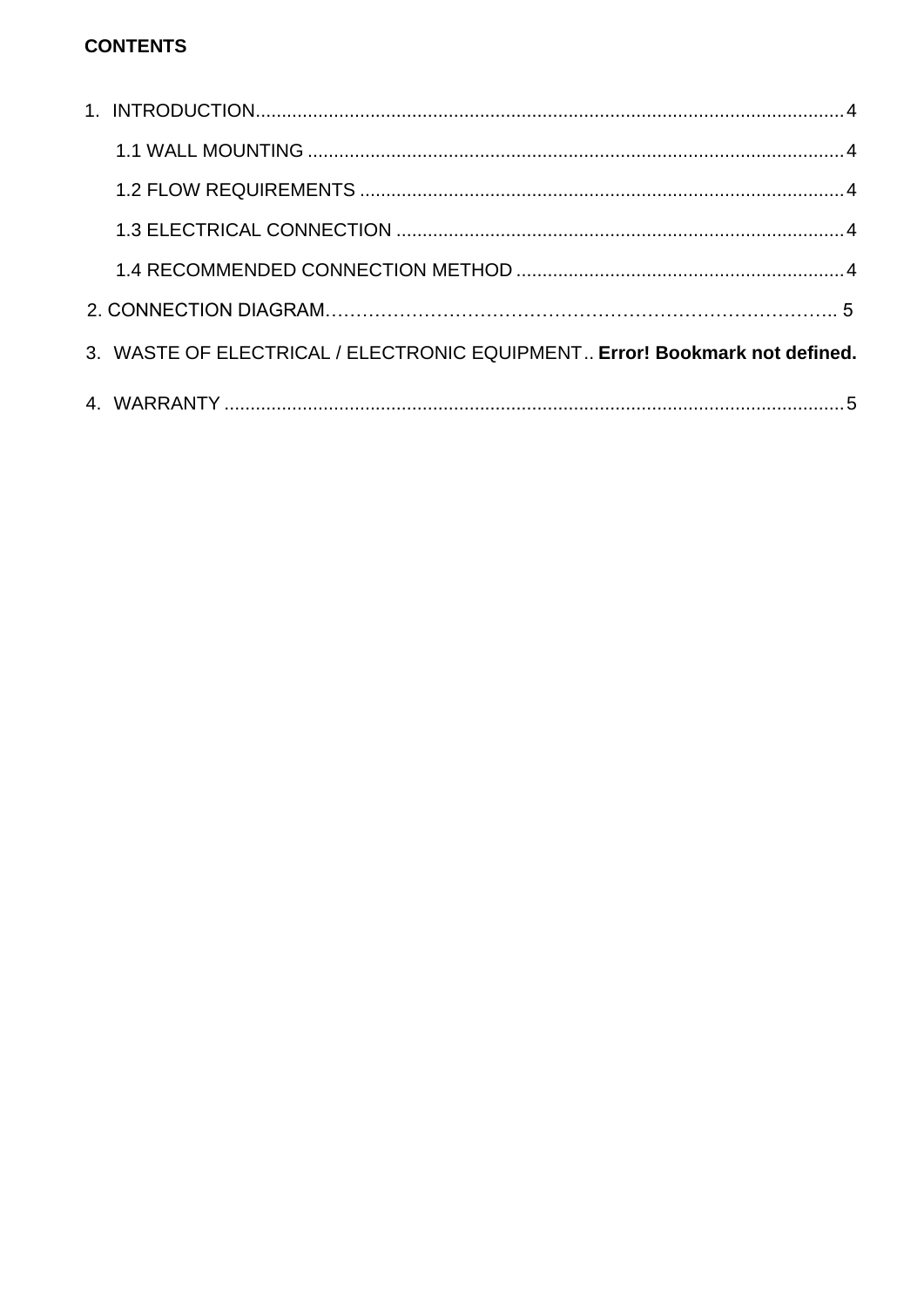**CONTENTS**

1. INTRODUCTION................................................................................................................4
   - 1.1 WALL MOUNTING ......................................................................................................4
   - 1.2 FLOW REQUIREMENTS ............................................................................................4
   - 1.3 ELECTRICAL CONNECTION .....................................................................................4
   - 1.4 RECOMMENDED CONNECTION METHOD ..............................................................4

2. CONNECTION DIAGRAM………………………………………………………………………….. 5

3. WASTE OF ELECTRICAL / ELECTRONIC EQUIPMENT.. **Error! Bookmark not defined.**

4. WARRANTY .....................................................................................................................5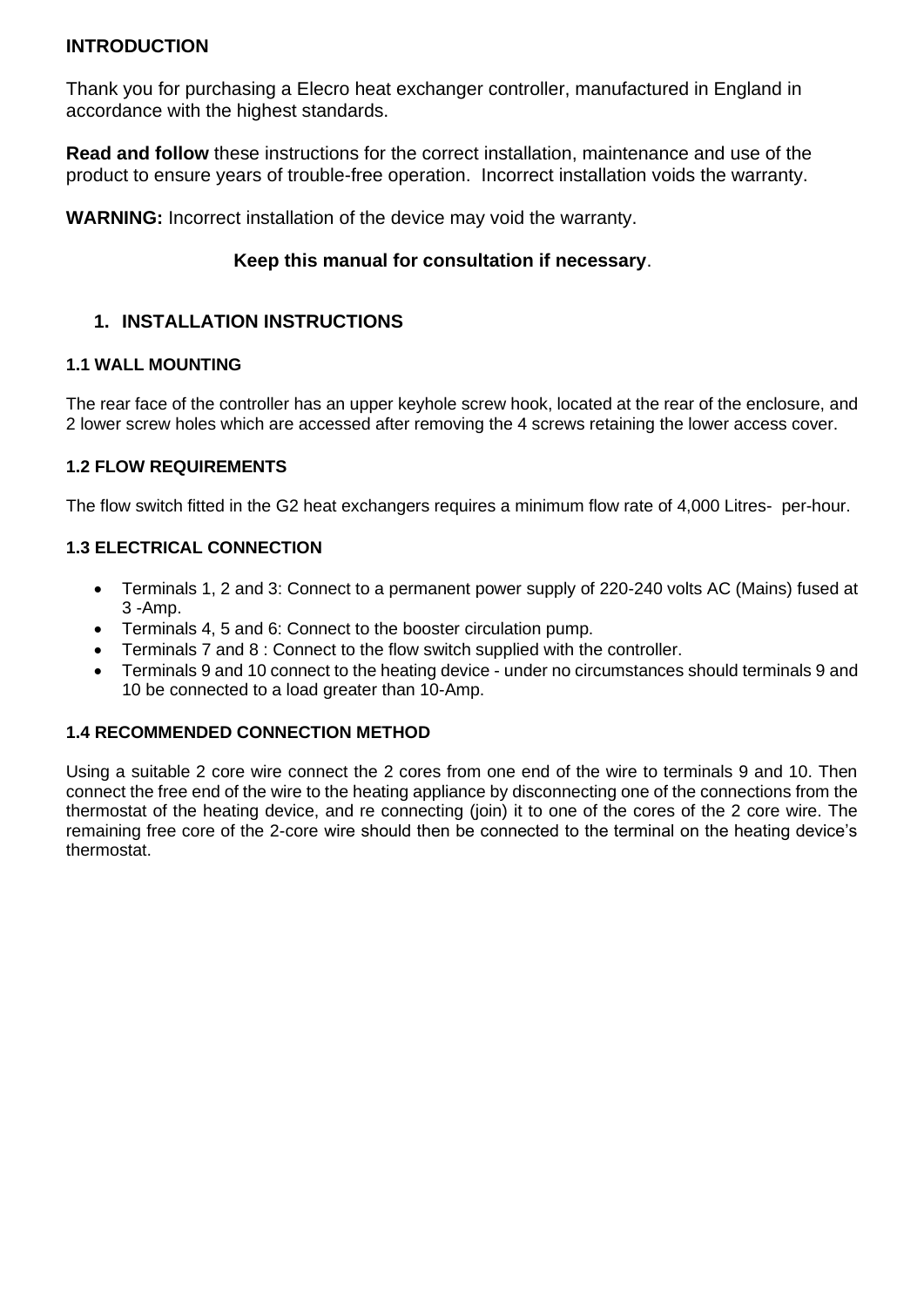**INTRODUCTION**

Thank you for purchasing a Elecro heat exchanger controller, manufactured in England in accordance with the highest standards.

**Read and follow** these instructions for the correct installation, maintenance and use of the product to ensure years of trouble-free operation.  Incorrect installation voids the warranty.

**WARNING:** Incorrect installation of the device may void the warranty.

**Keep this manual for consultation if necessary**.

## 1. INSTALLATION INSTRUCTIONS

### 1.1 WALL MOUNTING

The rear face of the controller has an upper keyhole screw hook, located at the rear of the enclosure, and 2 lower screw holes which are accessed after removing the 4 screws retaining the lower access cover.

### 1.2 FLOW REQUIREMENTS

The flow switch fitted in the G2 heat exchangers requires a minimum flow rate of 4,000 Litres-  per-hour.

### 1.3 ELECTRICAL CONNECTION

- Terminals 1, 2 and 3: Connect to a permanent power supply of 220-240 volts AC (Mains) fused at 3 -Amp.
- Terminals 4, 5 and 6: Connect to the booster circulation pump.
- Terminals 7 and 8 : Connect to the flow switch supplied with the controller.
- Terminals 9 and 10 connect to the heating device - under no circumstances should terminals 9 and 10 be connected to a load greater than 10-Amp.

### 1.4 RECOMMENDED CONNECTION METHOD

Using a suitable 2 core wire connect the 2 cores from one end of the wire to terminals 9 and 10. Then connect the free end of the wire to the heating appliance by disconnecting one of the connections from the thermostat of the heating device, and re connecting (join) it to one of the cores of the 2 core wire. The remaining free core of the 2-core wire should then be connected to the terminal on the heating device's thermostat.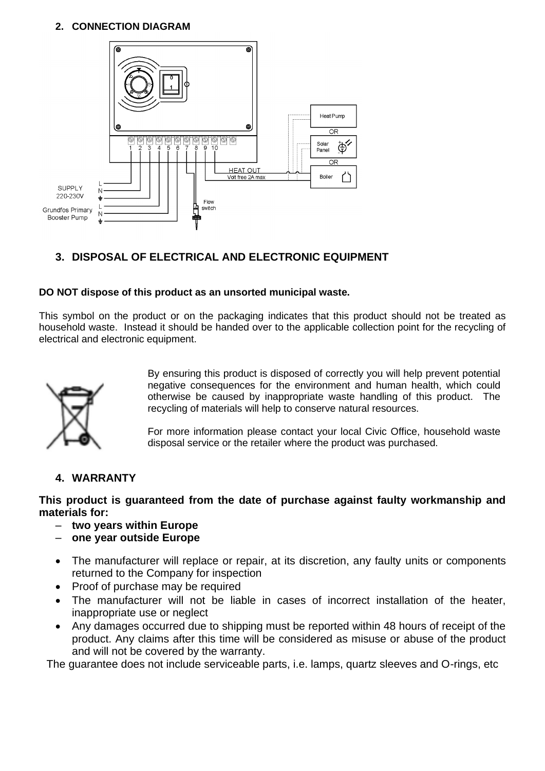## 2. CONNECTION DIAGRAM

## 3. DISPOSAL OF ELECTRICAL AND ELECTRONIC EQUIPMENT

**DO NOT dispose of this product as an unsorted municipal waste.**

This symbol on the product or on the packaging indicates that this product should not be treated as household waste. Instead it should be handed over to the applicable collection point for the recycling of electrical and electronic equipment.

By ensuring this product is disposed of correctly you will help prevent potential negative consequences for the environment and human health, which could otherwise be caused by inappropriate waste handling of this product. The recycling of materials will help to conserve natural resources.

For more information please contact your local Civic Office, household waste disposal service or the retailer where the product was purchased.

## 4. WARRANTY

**This product is guaranteed from the date of purchase against faulty workmanship and materials for:**

- **two years within Europe**
- **one year outside Europe**

- The manufacturer will replace or repair, at its discretion, any faulty units or components returned to the Company for inspection
- Proof of purchase may be required
- The manufacturer will not be liable in cases of incorrect installation of the heater, inappropriate use or neglect
- Any damages occurred due to shipping must be reported within 48 hours of receipt of the product. Any claims after this time will be considered as misuse or abuse of the product and will not be covered by the warranty.

The guarantee does not include serviceable parts, i.e. lamps, quartz sleeves and O-rings, etc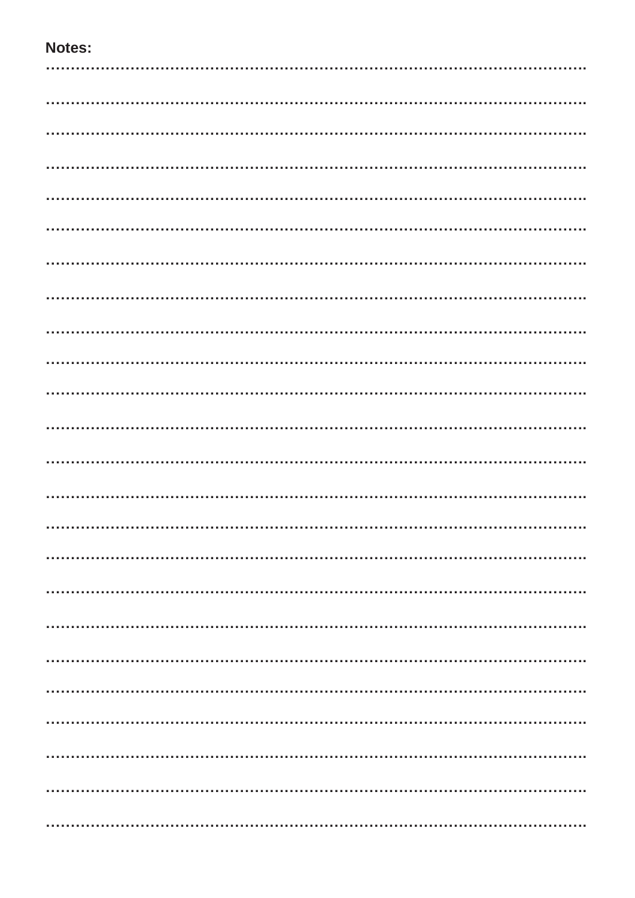**Notes:**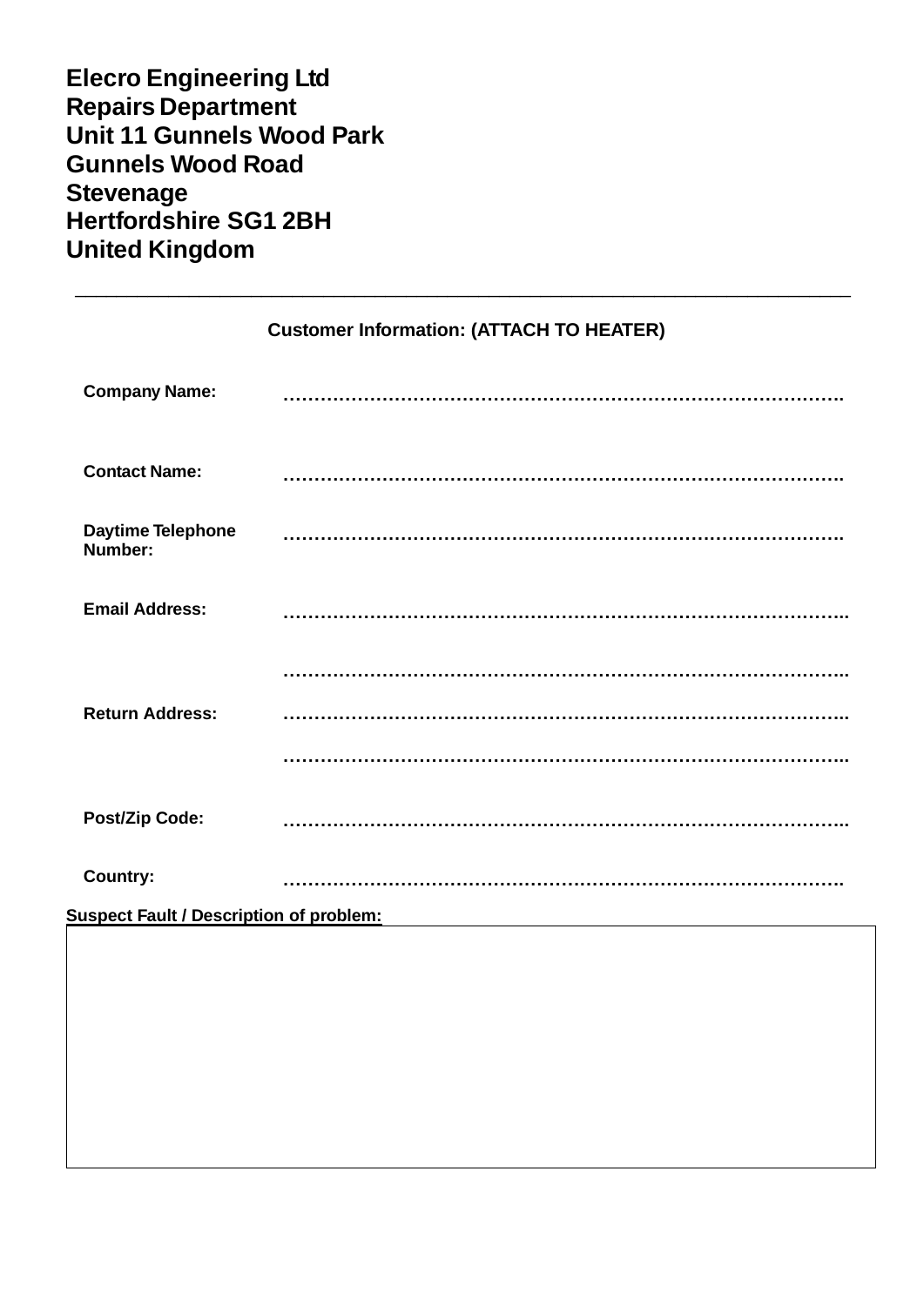**Elecro Engineering Ltd**
**Repairs Department**
**Unit 11 Gunnels Wood Park**
**Gunnels Wood Road**
**Stevenage**
**Hertfordshire SG1 2BH**
**United Kingdom**

---

**Customer Information: (ATTACH TO HEATER)**

**Company Name:** ……………………………………………………………………………….

**Contact Name:** ……………………………………………………………………………….

**Daytime Telephone Number:** ……………………………………………………………………………….

**Email Address:** ………………………………………………………………………………..

………………………………………………………………………………..

**Return Address:** ………………………………………………………………………………..

………………………………………………………………………………..

**Post/Zip Code:** ………………………………………………………………………………..

**Country:** ……………………………………………………………………………….

**Suspect Fault / Description of problem:**

| |
|---|
| |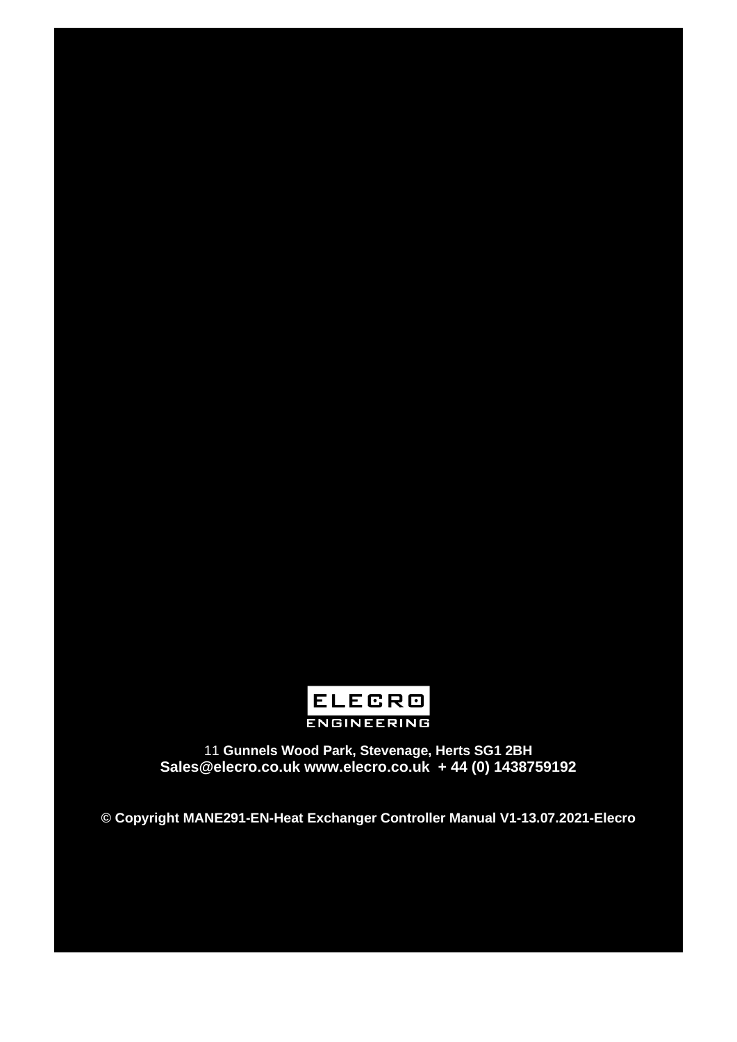ELECRO

ENGINEERING

11 **Gunnels Wood Park, Stevenage, Herts SG1 2BH**
**Sales@elecro.co.uk www.elecro.co.uk + 44 (0) 1438759192**

**© Copyright MANE291-EN-Heat Exchanger Controller Manual V1-13.07.2021-Elecro**